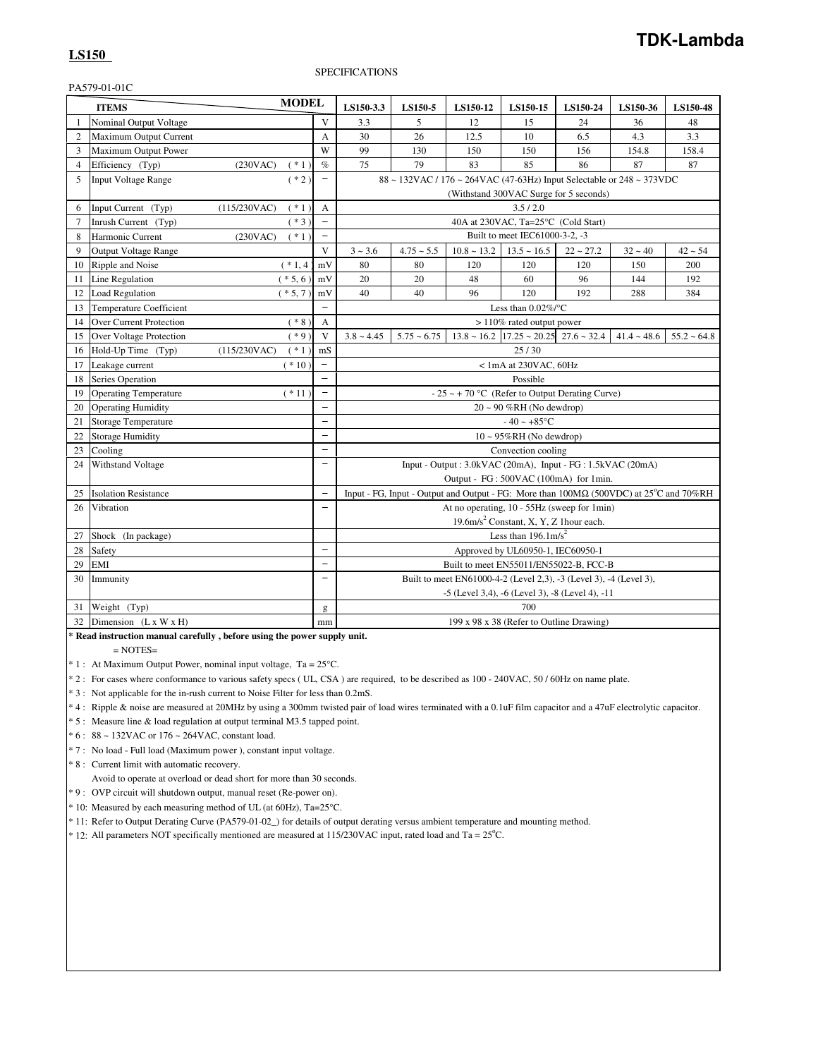**TDK-Lambda**

# LS150

SPECIFICATIONS

PA579-01-01C

| | ITEMS | | | MODEL | LS150-3.3 | LS150-5 | LS150-12 | LS150-15 | LS150-24 | LS150-36 | LS150-48 |
|---|---|---|---|---|---|---|---|---|---|---|---|
| 1 | Nominal Output Voltage | | | V | 3.3 | 5 | 12 | 15 | 24 | 36 | 48 |
| 2 | Maximum Output Current | | | A | 30 | 26 | 12.5 | 10 | 6.5 | 4.3 | 3.3 |
| 3 | Maximum Output Power | | | W | 99 | 130 | 150 | 150 | 156 | 154.8 | 158.4 |
| 4 | Efficiency (Typ) | (230VAC) | ( * 1 ) | % | 75 | 79 | 83 | 85 | 86 | 87 | 87 |
| 5 | Input Voltage Range | | ( * 2 ) | – | 88 ~ 132VAC / 176 ~ 264VAC (47-63Hz) Input Selectable or 248 ~ 373VDC (Withstand 300VAC Surge for 5 seconds) | | | | | | |
| 6 | Input Current (Typ) | (115/230VAC) | ( * 1 ) | A | 3.5 / 2.0 | | | | | | |
| 7 | Inrush Current (Typ) | | ( * 3 ) | – | 40A at 230VAC, Ta=25°C (Cold Start) | | | | | | |
| 8 | Harmonic Current | (230VAC) | ( * 1 ) | – | Built to meet IEC61000-3-2, -3 | | | | | | |
| 9 | Output Voltage Range | | | V | 3 ~ 3.6 | 4.75 ~ 5.5 | 10.8 ~ 13.2 | 13.5 ~ 16.5 | 22 ~ 27.2 | 32 ~ 40 | 42 ~ 54 |
| 10 | Ripple and Noise | | ( * 1, 4 ) | mV | 80 | 80 | 120 | 120 | 120 | 150 | 200 |
| 11 | Line Regulation | | ( * 5, 6 ) | mV | 20 | 20 | 48 | 60 | 96 | 144 | 192 |
| 12 | Load Regulation | | ( * 5, 7 ) | mV | 40 | 40 | 96 | 120 | 192 | 288 | 384 |
| 13 | Temperature Coefficient | | | – | Less than 0.02%/°C | | | | | | |
| 14 | Over Current Protection | | ( * 8 ) | A | > 110% rated output power | | | | | | |
| 15 | Over Voltage Protection | | ( * 9 ) | V | 3.8 ~ 4.45 | 5.75 ~ 6.75 | 13.8 ~ 16.2 | 17.25 ~ 20.25 | 27.6 ~ 32.4 | 41.4 ~ 48.6 | 55.2 ~ 64.8 |
| 16 | Hold-Up Time (Typ) | (115/230VAC) | ( * 1 ) | mS | 25 / 30 | | | | | | |
| 17 | Leakage current | | ( * 10 ) | – | < 1mA at 230VAC, 60Hz | | | | | | |
| 18 | Series Operation | | | – | Possible | | | | | | |
| 19 | Operating Temperature | | ( * 11 ) | – | - 25 ~ + 70 °C (Refer to Output Derating Curve) | | | | | | |
| 20 | Operating Humidity | | | – | 20 ~ 90 %RH (No dewdrop) | | | | | | |
| 21 | Storage Temperature | | | – | - 40 ~ +85°C | | | | | | |
| 22 | Storage Humidity | | | – | 10 ~ 95%RH (No dewdrop) | | | | | | |
| 23 | Cooling | | | – | Convection cooling | | | | | | |
| 24 | Withstand Voltage | | | – | Input - Output : 3.0kVAC (20mA), Input - FG : 1.5kVAC (20mA) Output - FG : 500VAC (100mA) for 1min. | | | | | | |
| 25 | Isolation Resistance | | | – | Input - FG, Input - Output and Output - FG: More than 100MΩ (500VDC) at 25°C and 70%RH | | | | | | |
| 26 | Vibration | | | – | At no operating, 10 - 55Hz (sweep for 1min) 19.6m/s$^2$ Constant, X, Y, Z 1hour each. | | | | | | |
| 27 | Shock (In package) | | | | Less than 196.1m/s$^2$ | | | | | | |
| 28 | Safety | | | – | Approved by UL60950-1, IEC60950-1 | | | | | | |
| 29 | EMI | | | – | Built to meet EN55011/EN55022-B, FCC-B | | | | | | |
| 30 | Immunity | | | – | Built to meet EN61000-4-2 (Level 2,3), -3 (Level 3), -4 (Level 3), -5 (Level 3,4), -6 (Level 3), -8 (Level 4), -11 | | | | | | |
| 31 | Weight (Typ) | | | g | 700 | | | | | | |
| 32 | Dimension (L x W x H) | | | mm | 199 x 98 x 38 (Refer to Outline Drawing) | | | | | | |

**\* Read instruction manual carefully , before using the power supply unit.**

= NOTES=

\* 1 : At Maximum Output Power, nominal input voltage, Ta = 25°C.

\* 2 : For cases where conformance to various safety specs ( UL, CSA ) are required, to be described as 100 - 240VAC, 50 / 60Hz on name plate.

\* 3 : Not applicable for the in-rush current to Noise Filter for less than 0.2mS.

\* 4 : Ripple & noise are measured at 20MHz by using a 300mm twisted pair of load wires terminated with a 0.1uF film capacitor and a 47uF electrolytic capacitor.

\* 5 : Measure line & load regulation at output terminal M3.5 tapped point.

\* 6 : 88 ~ 132VAC or 176 ~ 264VAC, constant load.

\* 7 : No load - Full load (Maximum power ), constant input voltage.

\* 8 : Current limit with automatic recovery.
Avoid to operate at overload or dead short for more than 30 seconds.

\* 9 : OVP circuit will shutdown output, manual reset (Re-power on).

\* 10: Measured by each measuring method of UL (at 60Hz), Ta=25°C.

\* 11: Refer to Output Derating Curve (PA579-01-02_) for details of output derating versus ambient temperature and mounting method.

\* 12: All parameters NOT specifically mentioned are measured at 115/230VAC input, rated load and Ta = 25°C.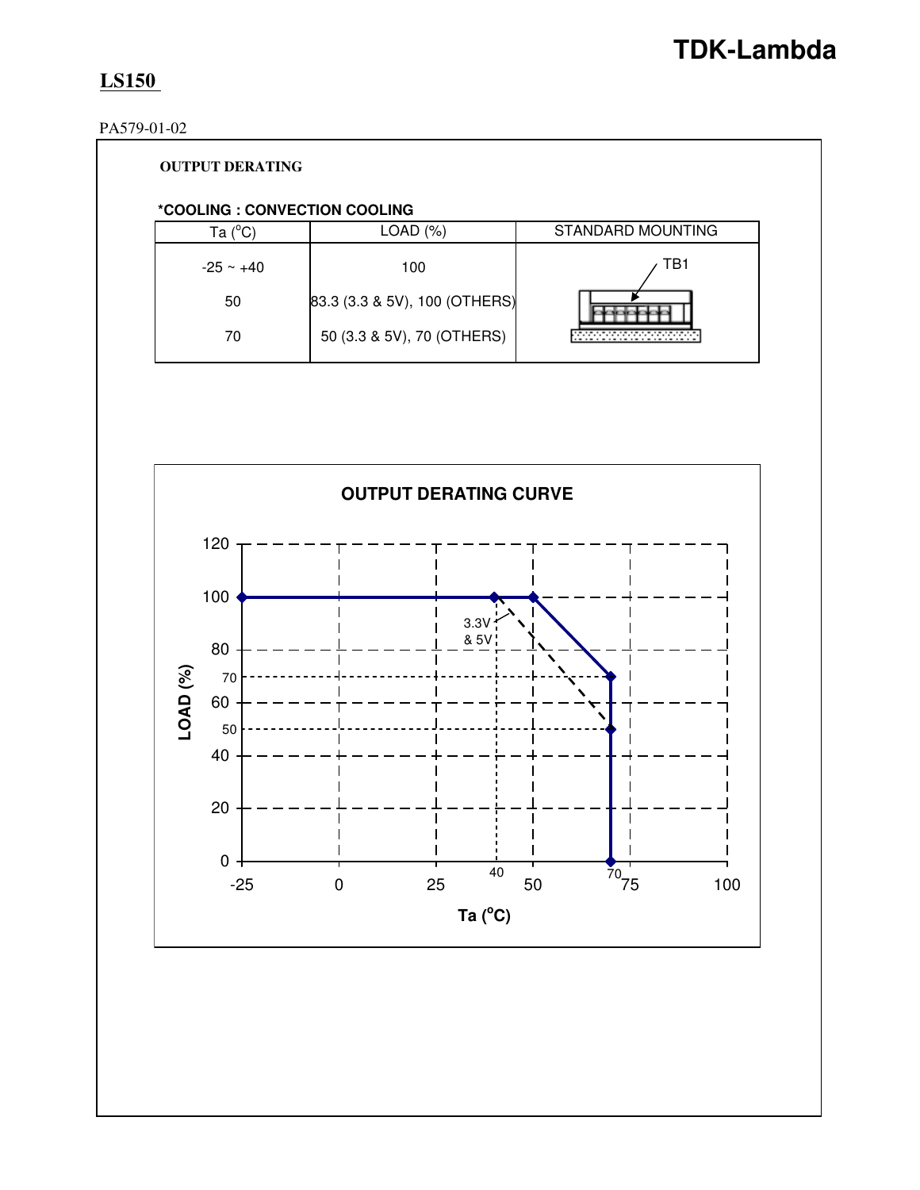# LS150

PA579-01-02

## OUTPUT DERATING

**\*COOLING : CONVECTION COOLING**

| Ta (°C) | LOAD (%) | STANDARD MOUNTING |
|---|---|---|
| -25 ~ +40 | 100 | TB1 |
| 50 | 83.3 (3.3 & 5V), 100 (OTHERS) | |
| 70 | 50 (3.3 & 5V), 70 (OTHERS) | |

**OUTPUT DERATING CURVE**

LOAD (%)

120
100
80
70
60
50
40
20
0

3.3V & 5V

-25
0
25
40
50
70
75
100

Ta (°C)